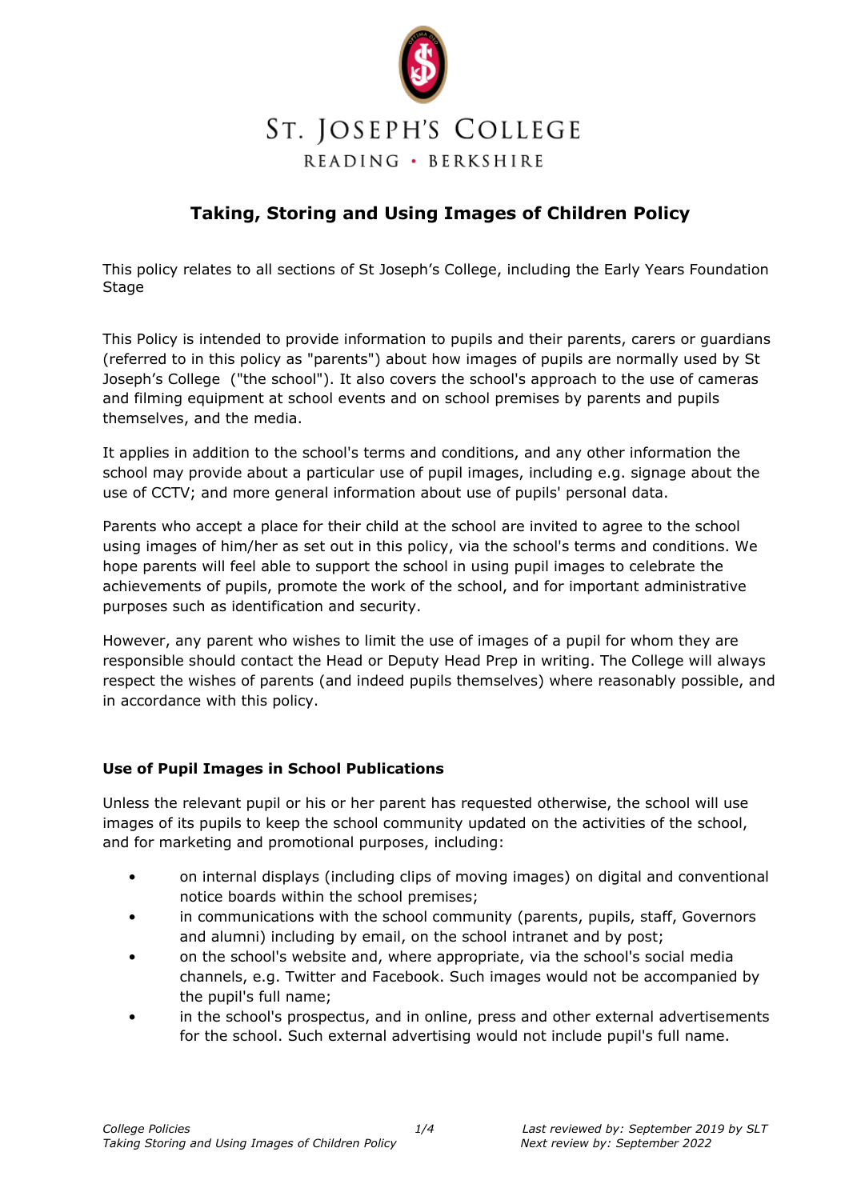# ST. JOSEPH'S COLLEGE

READING • BERKSHIRE

## Taking, Storing and Using Images of Children Policy

This policy relates to all sections of St Joseph's College, including the Early Years Foundation Stage

This Policy is intended to provide information to pupils and their parents, carers or guardians (referred to in this policy as "parents") about how images of pupils are normally used by St Joseph's College ("the school"). It also covers the school's approach to the use of cameras and filming equipment at school events and on school premises by parents and pupils themselves, and the media.

It applies in addition to the school's terms and conditions, and any other information the school may provide about a particular use of pupil images, including e.g. signage about the use of CCTV; and more general information about use of pupils' personal data.

Parents who accept a place for their child at the school are invited to agree to the school using images of him/her as set out in this policy, via the school's terms and conditions. We hope parents will feel able to support the school in using pupil images to celebrate the achievements of pupils, promote the work of the school, and for important administrative purposes such as identification and security.

However, any parent who wishes to limit the use of images of a pupil for whom they are responsible should contact the Head or Deputy Head Prep in writing. The College will always respect the wishes of parents (and indeed pupils themselves) where reasonably possible, and in accordance with this policy.

### Use of Pupil Images in School Publications

Unless the relevant pupil or his or her parent has requested otherwise, the school will use images of its pupils to keep the school community updated on the activities of the school, and for marketing and promotional purposes, including:

- on internal displays (including clips of moving images) on digital and conventional notice boards within the school premises;
- in communications with the school community (parents, pupils, staff, Governors and alumni) including by email, on the school intranet and by post;
- on the school's website and, where appropriate, via the school's social media channels, e.g. Twitter and Facebook. Such images would not be accompanied by the pupil's full name;
- in the school's prospectus, and in online, press and other external advertisements for the school. Such external advertising would not include pupil's full name.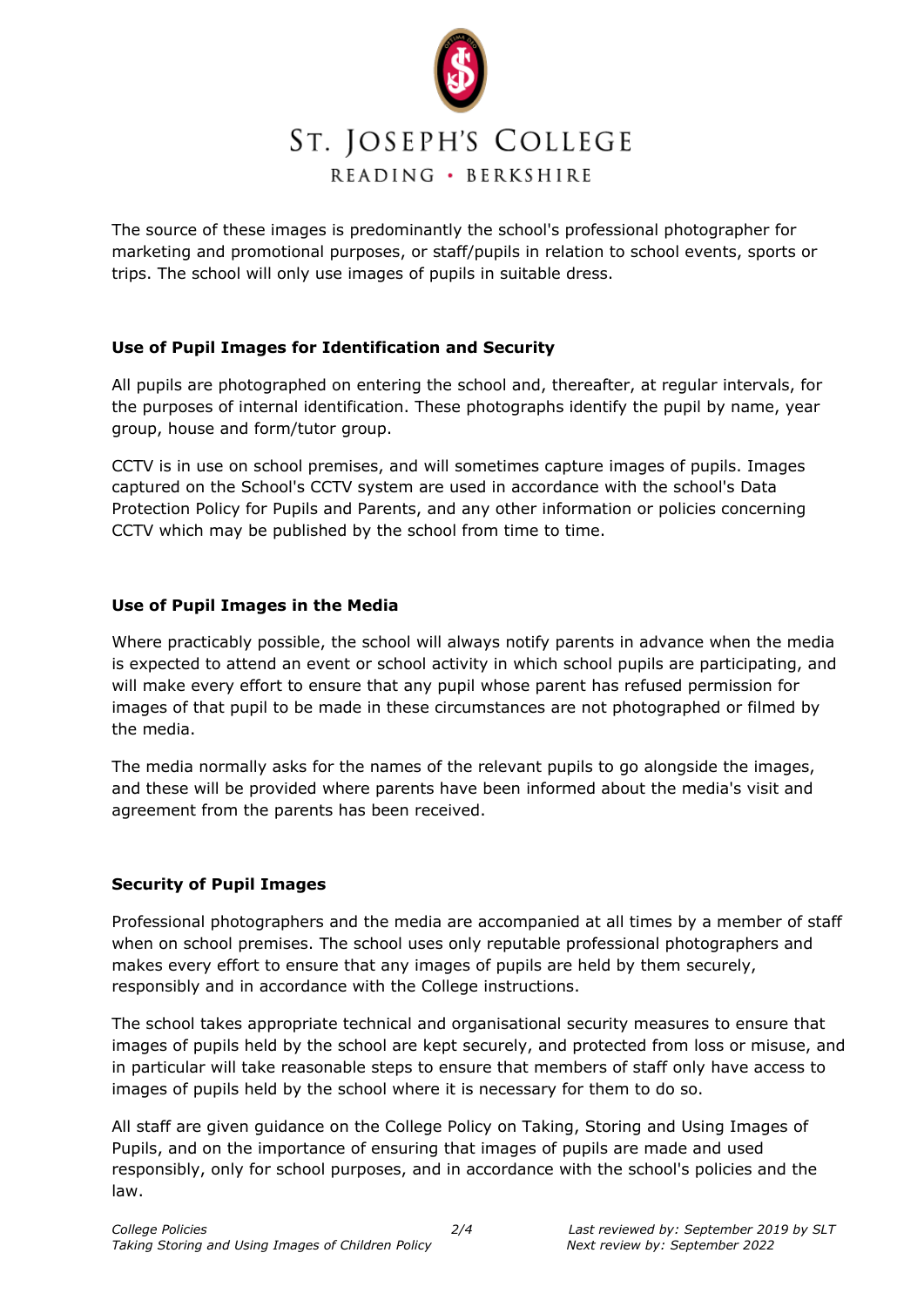The source of these images is predominantly the school's professional photographer for marketing and promotional purposes, or staff/pupils in relation to school events, sports or trips. The school will only use images of pupils in suitable dress.

### Use of Pupil Images for Identification and Security

All pupils are photographed on entering the school and, thereafter, at regular intervals, for the purposes of internal identification. These photographs identify the pupil by name, year group, house and form/tutor group.

CCTV is in use on school premises, and will sometimes capture images of pupils. Images captured on the School's CCTV system are used in accordance with the school's Data Protection Policy for Pupils and Parents, and any other information or policies concerning CCTV which may be published by the school from time to time.

### Use of Pupil Images in the Media

Where practicably possible, the school will always notify parents in advance when the media is expected to attend an event or school activity in which school pupils are participating, and will make every effort to ensure that any pupil whose parent has refused permission for images of that pupil to be made in these circumstances are not photographed or filmed by the media.

The media normally asks for the names of the relevant pupils to go alongside the images, and these will be provided where parents have been informed about the media's visit and agreement from the parents has been received.

### Security of Pupil Images

Professional photographers and the media are accompanied at all times by a member of staff when on school premises. The school uses only reputable professional photographers and makes every effort to ensure that any images of pupils are held by them securely, responsibly and in accordance with the College instructions.

The school takes appropriate technical and organisational security measures to ensure that images of pupils held by the school are kept securely, and protected from loss or misuse, and in particular will take reasonable steps to ensure that members of staff only have access to images of pupils held by the school where it is necessary for them to do so.

All staff are given guidance on the College Policy on Taking, Storing and Using Images of Pupils, and on the importance of ensuring that images of pupils are made and used responsibly, only for school purposes, and in accordance with the school's policies and the law.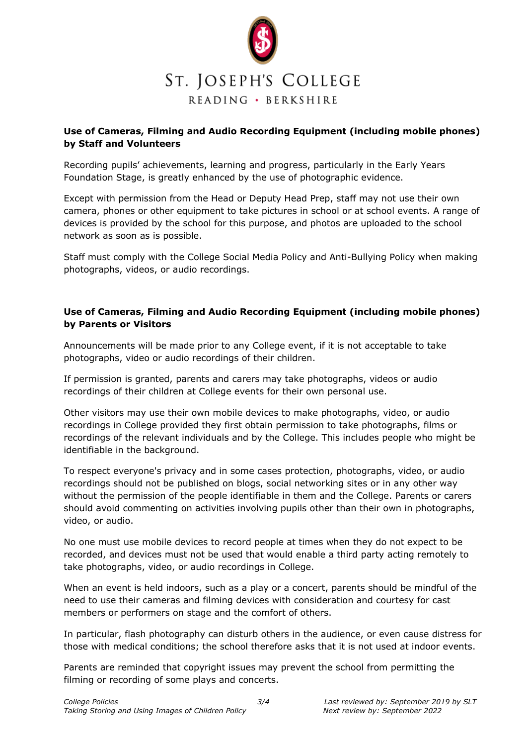**Use of Cameras, Filming and Audio Recording Equipment (including mobile phones) by Staff and Volunteers**

Recording pupils' achievements, learning and progress, particularly in the Early Years Foundation Stage, is greatly enhanced by the use of photographic evidence.

Except with permission from the Head or Deputy Head Prep, staff may not use their own camera, phones or other equipment to take pictures in school or at school events. A range of devices is provided by the school for this purpose, and photos are uploaded to the school network as soon as is possible.

Staff must comply with the College Social Media Policy and Anti-Bullying Policy when making photographs, videos, or audio recordings.

**Use of Cameras, Filming and Audio Recording Equipment (including mobile phones) by Parents or Visitors**

Announcements will be made prior to any College event, if it is not acceptable to take photographs, video or audio recordings of their children.

If permission is granted, parents and carers may take photographs, videos or audio recordings of their children at College events for their own personal use.

Other visitors may use their own mobile devices to make photographs, video, or audio recordings in College provided they first obtain permission to take photographs, films or recordings of the relevant individuals and by the College. This includes people who might be identifiable in the background.

To respect everyone's privacy and in some cases protection, photographs, video, or audio recordings should not be published on blogs, social networking sites or in any other way without the permission of the people identifiable in them and the College. Parents or carers should avoid commenting on activities involving pupils other than their own in photographs, video, or audio.

No one must use mobile devices to record people at times when they do not expect to be recorded, and devices must not be used that would enable a third party acting remotely to take photographs, video, or audio recordings in College.

When an event is held indoors, such as a play or a concert, parents should be mindful of the need to use their cameras and filming devices with consideration and courtesy for cast members or performers on stage and the comfort of others.

In particular, flash photography can disturb others in the audience, or even cause distress for those with medical conditions; the school therefore asks that it is not used at indoor events.

Parents are reminded that copyright issues may prevent the school from permitting the filming or recording of some plays and concerts.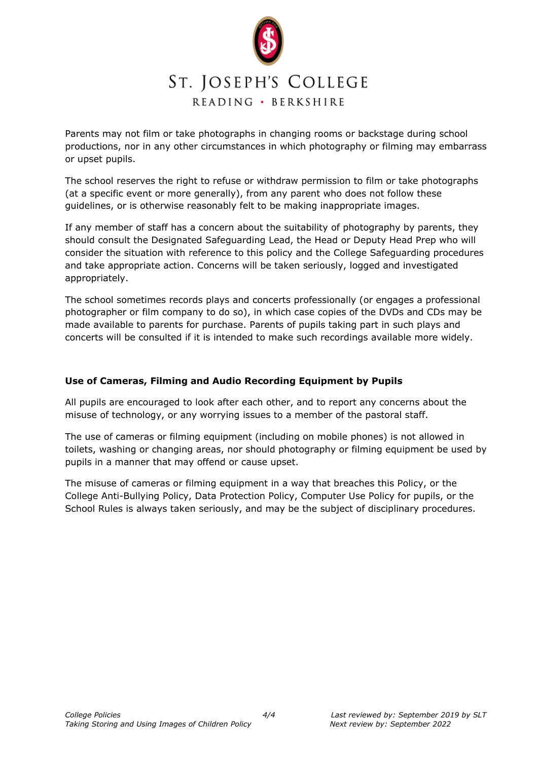Parents may not film or take photographs in changing rooms or backstage during school productions, nor in any other circumstances in which photography or filming may embarrass or upset pupils.

The school reserves the right to refuse or withdraw permission to film or take photographs (at a specific event or more generally), from any parent who does not follow these guidelines, or is otherwise reasonably felt to be making inappropriate images.

If any member of staff has a concern about the suitability of photography by parents, they should consult the Designated Safeguarding Lead, the Head or Deputy Head Prep who will consider the situation with reference to this policy and the College Safeguarding procedures and take appropriate action. Concerns will be taken seriously, logged and investigated appropriately.

The school sometimes records plays and concerts professionally (or engages a professional photographer or film company to do so), in which case copies of the DVDs and CDs may be made available to parents for purchase. Parents of pupils taking part in such plays and concerts will be consulted if it is intended to make such recordings available more widely.

**Use of Cameras, Filming and Audio Recording Equipment by Pupils**

All pupils are encouraged to look after each other, and to report any concerns about the misuse of technology, or any worrying issues to a member of the pastoral staff.

The use of cameras or filming equipment (including on mobile phones) is not allowed in toilets, washing or changing areas, nor should photography or filming equipment be used by pupils in a manner that may offend or cause upset.

The misuse of cameras or filming equipment in a way that breaches this Policy, or the College Anti-Bullying Policy, Data Protection Policy, Computer Use Policy for pupils, or the School Rules is always taken seriously, and may be the subject of disciplinary procedures.